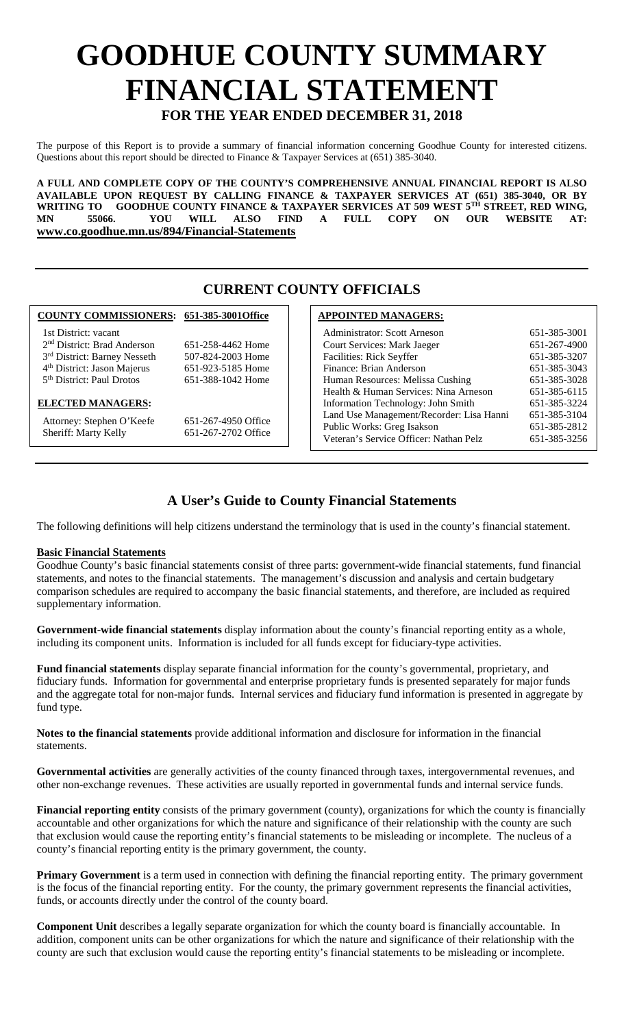# GOODHUE COUNTY SUMMARY FINANCIAL STATEMENT

## FOR THE YEAR ENDED DECEMBER 31, 2018

The purpose of this Report is to provide a summary of financial information concerning Goodhue County for interested citizens. Questions about this report should be directed to Finance & Taxpayer Services at (651) 385-3040.

**A FULL AND COMPLETE COPY OF THE COUNTY'S COMPREHENSIVE ANNUAL FINANCIAL REPORT IS ALSO AVAILABLE UPON REQUEST BY CALLING FINANCE & TAXPAYER SERVICES AT (651) 385-3040, OR BY WRITING TO GOODHUE COUNTY FINANCE & TAXPAYER SERVICES AT 509 WEST 5TH STREET, RED WING, MN 55066. YOU WILL ALSO FIND A FULL COPY ON OUR WEBSITE AT: www.co.goodhue.mn.us/894/Financial-Statements**

## CURRENT COUNTY OFFICIALS

| COUNTY COMMISSIONERS: | 651-385-3001Office |
|---|---|
| 1st District: vacant | |
| 2nd District: Brad Anderson | 651-258-4462 Home |
| 3rd District: Barney Nesseth | 507-824-2003 Home |
| 4th District: Jason Majerus | 651-923-5185 Home |
| 5th District: Paul Drotos | 651-388-1042 Home |

| ELECTED MANAGERS: | |
|---|---|
| Attorney: Stephen O'Keefe | 651-267-4950 Office |
| Sheriff: Marty Kelly | 651-267-2702 Office |

| APPOINTED MANAGERS: | |
|---|---|
| Administrator: Scott Arneson | 651-385-3001 |
| Court Services: Mark Jaeger | 651-267-4900 |
| Facilities: Rick Seyffer | 651-385-3207 |
| Finance: Brian Anderson | 651-385-3043 |
| Human Resources: Melissa Cushing | 651-385-3028 |
| Health & Human Services: Nina Arneson | 651-385-6115 |
| Information Technology: John Smith | 651-385-3224 |
| Land Use Management/Recorder: Lisa Hanni | 651-385-3104 |
| Public Works: Greg Isakson | 651-385-2812 |
| Veteran's Service Officer: Nathan Pelz | 651-385-3256 |

## A User's Guide to County Financial Statements

The following definitions will help citizens understand the terminology that is used in the county's financial statement.

**Basic Financial Statements**

Goodhue County's basic financial statements consist of three parts: government-wide financial statements, fund financial statements, and notes to the financial statements. The management's discussion and analysis and certain budgetary comparison schedules are required to accompany the basic financial statements, and therefore, are included as required supplementary information.

**Government-wide financial statements** display information about the county's financial reporting entity as a whole, including its component units. Information is included for all funds except for fiduciary-type activities.

**Fund financial statements** display separate financial information for the county's governmental, proprietary, and fiduciary funds. Information for governmental and enterprise proprietary funds is presented separately for major funds and the aggregate total for non-major funds. Internal services and fiduciary fund information is presented in aggregate by fund type.

**Notes to the financial statements** provide additional information and disclosure for information in the financial statements.

**Governmental activities** are generally activities of the county financed through taxes, intergovernmental revenues, and other non-exchange revenues. These activities are usually reported in governmental funds and internal service funds.

**Financial reporting entity** consists of the primary government (county), organizations for which the county is financially accountable and other organizations for which the nature and significance of their relationship with the county are such that exclusion would cause the reporting entity's financial statements to be misleading or incomplete. The nucleus of a county's financial reporting entity is the primary government, the county.

**Primary Government** is a term used in connection with defining the financial reporting entity. The primary government is the focus of the financial reporting entity. For the county, the primary government represents the financial activities, funds, or accounts directly under the control of the county board.

**Component Unit** describes a legally separate organization for which the county board is financially accountable. In addition, component units can be other organizations for which the nature and significance of their relationship with the county are such that exclusion would cause the reporting entity's financial statements to be misleading or incomplete.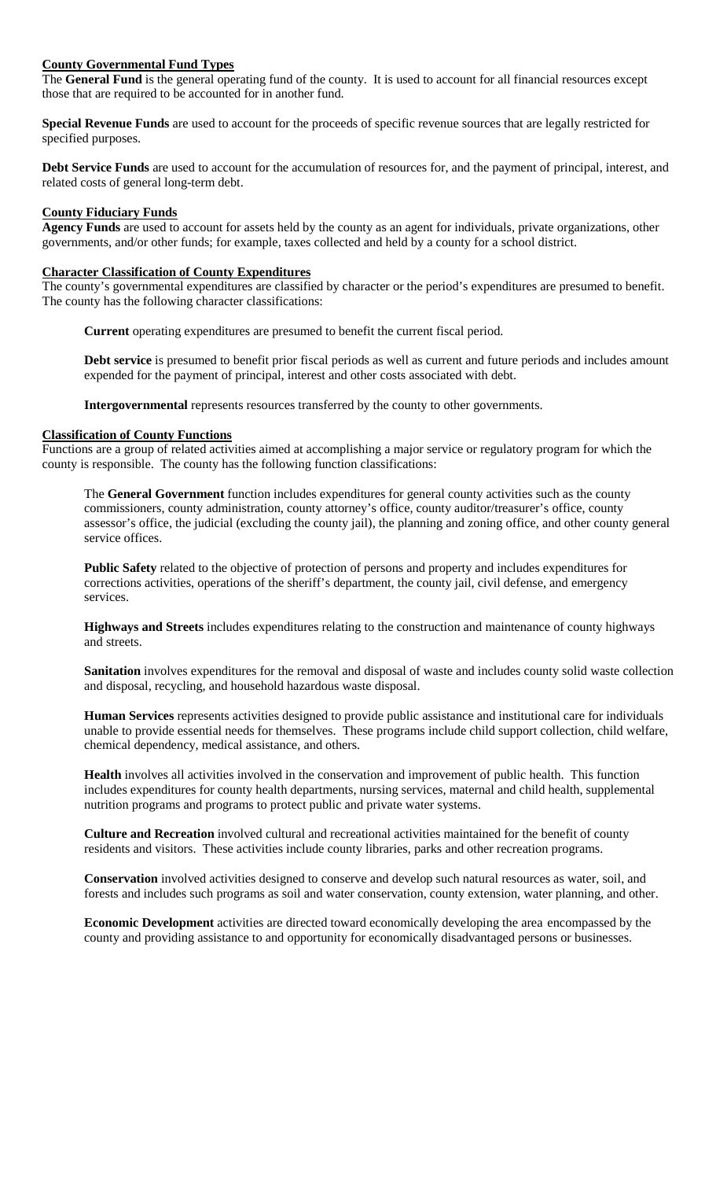## County Governmental Fund Types

The **General Fund** is the general operating fund of the county. It is used to account for all financial resources except those that are required to be accounted for in another fund.

**Special Revenue Funds** are used to account for the proceeds of specific revenue sources that are legally restricted for specified purposes.

**Debt Service Funds** are used to account for the accumulation of resources for, and the payment of principal, interest, and related costs of general long-term debt.

## County Fiduciary Funds

**Agency Funds** are used to account for assets held by the county as an agent for individuals, private organizations, other governments, and/or other funds; for example, taxes collected and held by a county for a school district.

## Character Classification of County Expenditures

The county's governmental expenditures are classified by character or the period's expenditures are presumed to benefit. The county has the following character classifications:

**Current** operating expenditures are presumed to benefit the current fiscal period.

**Debt service** is presumed to benefit prior fiscal periods as well as current and future periods and includes amount expended for the payment of principal, interest and other costs associated with debt.

**Intergovernmental** represents resources transferred by the county to other governments.

## Classification of County Functions

Functions are a group of related activities aimed at accomplishing a major service or regulatory program for which the county is responsible. The county has the following function classifications:

The **General Government** function includes expenditures for general county activities such as the county commissioners, county administration, county attorney's office, county auditor/treasurer's office, county assessor's office, the judicial (excluding the county jail), the planning and zoning office, and other county general service offices.

**Public Safety** related to the objective of protection of persons and property and includes expenditures for corrections activities, operations of the sheriff's department, the county jail, civil defense, and emergency services.

**Highways and Streets** includes expenditures relating to the construction and maintenance of county highways and streets.

**Sanitation** involves expenditures for the removal and disposal of waste and includes county solid waste collection and disposal, recycling, and household hazardous waste disposal.

**Human Services** represents activities designed to provide public assistance and institutional care for individuals unable to provide essential needs for themselves. These programs include child support collection, child welfare, chemical dependency, medical assistance, and others.

**Health** involves all activities involved in the conservation and improvement of public health. This function includes expenditures for county health departments, nursing services, maternal and child health, supplemental nutrition programs and programs to protect public and private water systems.

**Culture and Recreation** involved cultural and recreational activities maintained for the benefit of county residents and visitors. These activities include county libraries, parks and other recreation programs.

**Conservation** involved activities designed to conserve and develop such natural resources as water, soil, and forests and includes such programs as soil and water conservation, county extension, water planning, and other.

**Economic Development** activities are directed toward economically developing the area encompassed by the county and providing assistance to and opportunity for economically disadvantaged persons or businesses.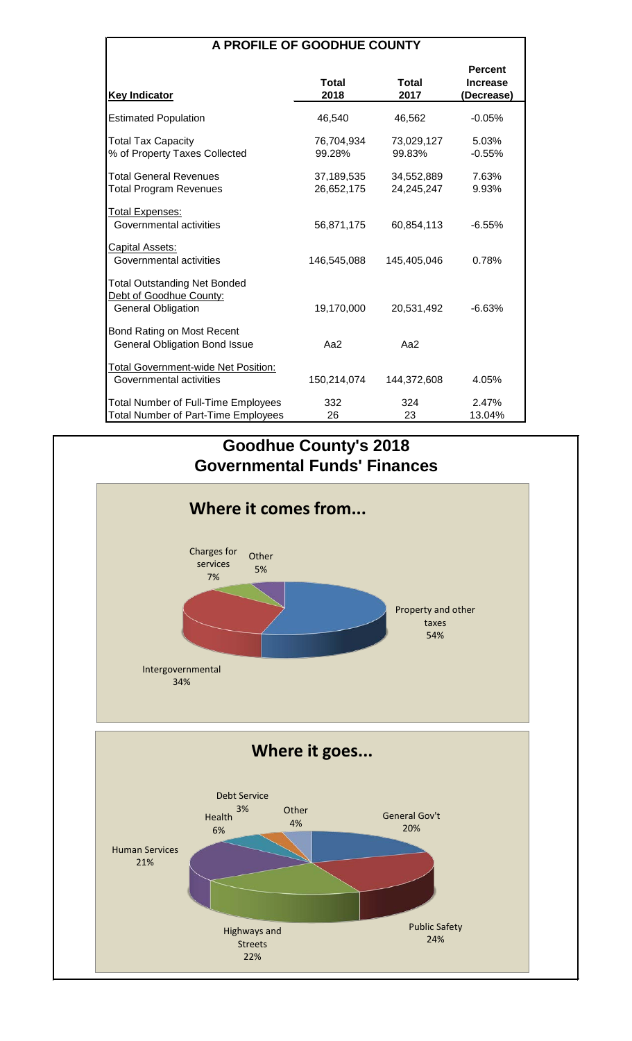# A PROFILE OF GOODHUE COUNTY

| Key Indicator | Total 2018 | Total 2017 | Percent Increase (Decrease) |
|---|---|---|---|
| Estimated Population | 46,540 | 46,562 | -0.05% |
| Total Tax Capacity | 76,704,934 | 73,029,127 | 5.03% |
| % of Property Taxes Collected | 99.28% | 99.83% | -0.55% |
| Total General Revenues | 37,189,535 | 34,552,889 | 7.63% |
| Total Program Revenues | 26,652,175 | 24,245,247 | 9.93% |
| Total Expenses: | | | |
| Governmental activities | 56,871,175 | 60,854,113 | -6.55% |
| Capital Assets: | | | |
| Governmental activities | 146,545,088 | 145,405,046 | 0.78% |
| Total Outstanding Net Bonded Debt of Goodhue County: | | | |
| General Obligation | 19,170,000 | 20,531,492 | -6.63% |
| Bond Rating on Most Recent General Obligation Bond Issue | Aa2 | Aa2 | |
| Total Government-wide Net Position: | | | |
| Governmental activities | 150,214,074 | 144,372,608 | 4.05% |
| Total Number of Full-Time Employees | 332 | 324 | 2.47% |
| Total Number of Part-Time Employees | 26 | 23 | 13.04% |

## Goodhue County's 2018 Governmental Funds' Finances

### Where it comes from...

- Property and other taxes 54%
- Intergovernmental 34%
- Charges for services 7%
- Other 5%

### Where it goes...

- General Gov't 20%
- Public Safety 24%
- Highways and Streets 22%
- Human Services 21%
- Health 6%
- Debt Service 3%
- Other 4%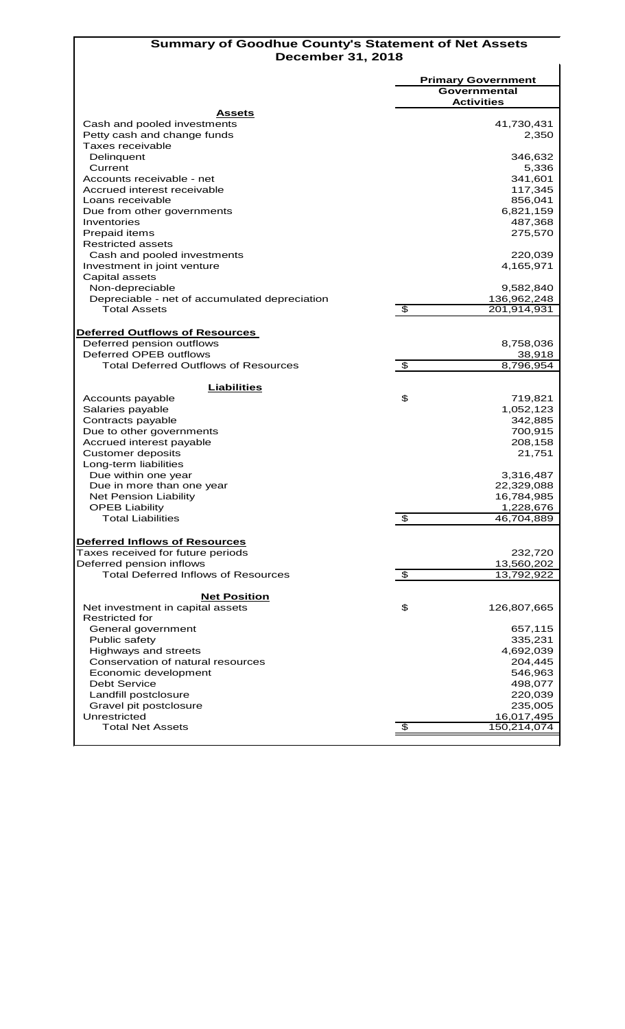# Summary of Goodhue County's Statement of Net Assets
## December 31, 2018

| | Primary Government Governmental Activities |
|---|---|
| **Assets** | |
| Cash and pooled investments | 41,730,431 |
| Petty cash and change funds | 2,350 |
| Taxes receivable | |
| Delinquent | 346,632 |
| Current | 5,336 |
| Accounts receivable - net | 341,601 |
| Accrued interest receivable | 117,345 |
| Loans receivable | 856,041 |
| Due from other governments | 6,821,159 |
| Inventories | 487,368 |
| Prepaid items | 275,570 |
| Restricted assets | |
| Cash and pooled investments | 220,039 |
| Investment in joint venture | 4,165,971 |
| Capital assets | |
| Non-depreciable | 9,582,840 |
| Depreciable - net of accumulated depreciation | 136,962,248 |
| Total Assets | $ 201,914,931 |
| **Deferred Outflows of Resources** | |
| Deferred pension outflows | 8,758,036 |
| Deferred OPEB outflows | 38,918 |
| Total Deferred Outflows of Resources | $ 8,796,954 |
| **Liabilities** | |
| Accounts payable | $ 719,821 |
| Salaries payable | 1,052,123 |
| Contracts payable | 342,885 |
| Due to other governments | 700,915 |
| Accrued interest payable | 208,158 |
| Customer deposits | 21,751 |
| Long-term liabilities | |
| Due within one year | 3,316,487 |
| Due in more than one year | 22,329,088 |
| Net Pension Liability | 16,784,985 |
| OPEB Liability | 1,228,676 |
| Total Liabilities | $ 46,704,889 |
| **Deferred Inflows of Resources** | |
| Taxes received for future periods | 232,720 |
| Deferred pension inflows | 13,560,202 |
| Total Deferred Inflows of Resources | $ 13,792,922 |
| **Net Position** | |
| Net investment in capital assets | $ 126,807,665 |
| Restricted for | |
| General government | 657,115 |
| Public safety | 335,231 |
| Highways and streets | 4,692,039 |
| Conservation of natural resources | 204,445 |
| Economic development | 546,963 |
| Debt Service | 498,077 |
| Landfill postclosure | 220,039 |
| Gravel pit postclosure | 235,005 |
| Unrestricted | 16,017,495 |
| Total Net Assets | $ 150,214,074 |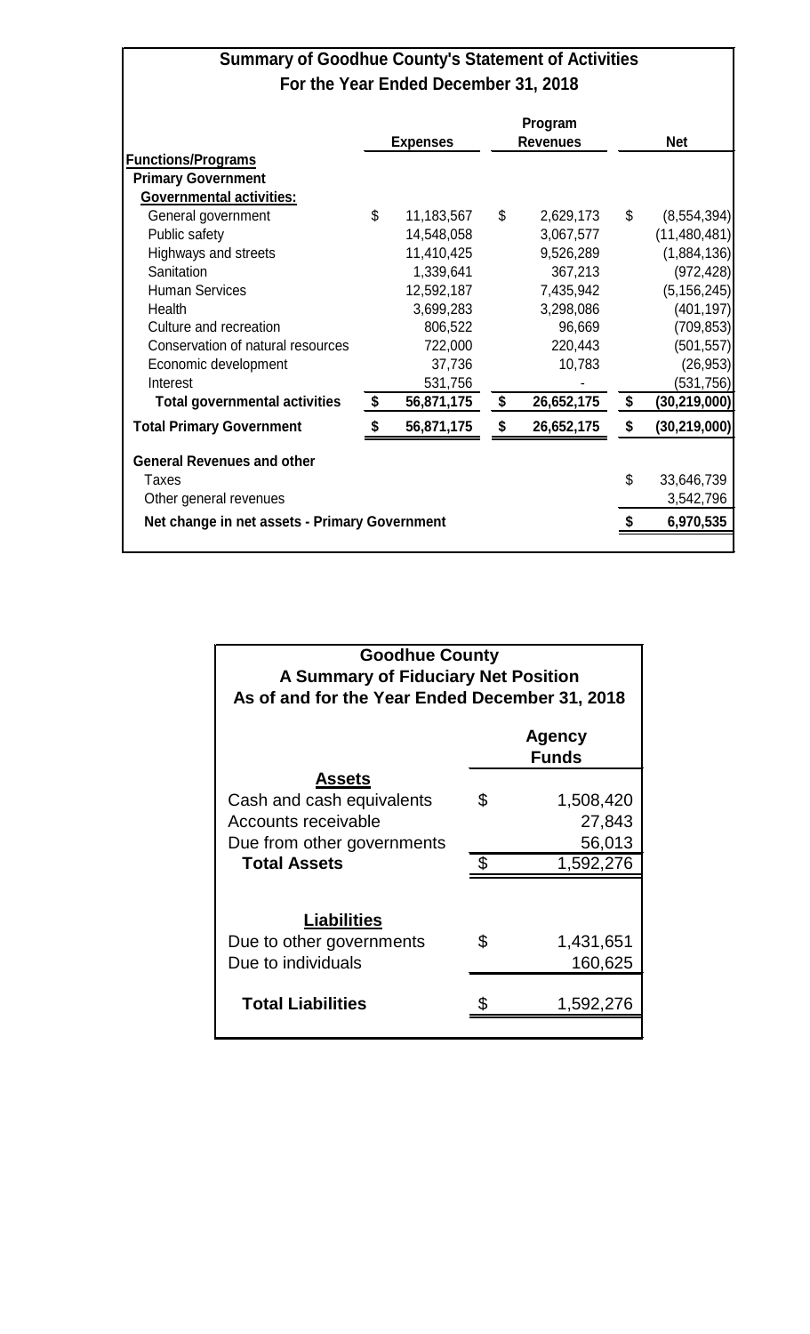## Summary of Goodhue County's Statement of Activities
### For the Year Ended December 31, 2018

| Functions/Programs | Expenses | Program Revenues | Net |
|---|---|---|---|
| **Primary Government** | | | |
| **Governmental activities:** | | | |
| General government | $ 11,183,567 | $ 2,629,173 | $ (8,554,394) |
| Public safety | 14,548,058 | 3,067,577 | (11,480,481) |
| Highways and streets | 11,410,425 | 9,526,289 | (1,884,136) |
| Sanitation | 1,339,641 | 367,213 | (972,428) |
| Human Services | 12,592,187 | 7,435,942 | (5,156,245) |
| Health | 3,699,283 | 3,298,086 | (401,197) |
| Culture and recreation | 806,522 | 96,669 | (709,853) |
| Conservation of natural resources | 722,000 | 220,443 | (501,557) |
| Economic development | 37,736 | 10,783 | (26,953) |
| Interest | 531,756 | - | (531,756) |
| **Total governmental activities** | **$ 56,871,175** | **$ 26,652,175** | **$ (30,219,000)** |
| **Total Primary Government** | **$ 56,871,175** | **$ 26,652,175** | **$ (30,219,000)** |
| **General Revenues and other** | | | |
| Taxes | | | $ 33,646,739 |
| Other general revenues | | | 3,542,796 |
| **Net change in net assets - Primary Government** | | | **$ 6,970,535** |

## Goodhue County
### A Summary of Fiduciary Net Position
### As of and for the Year Ended December 31, 2018

| | Agency Funds |
|---|---|
| **Assets** | |
| Cash and cash equivalents | $ 1,508,420 |
| Accounts receivable | 27,843 |
| Due from other governments | 56,013 |
| **Total Assets** | $ 1,592,276 |
| **Liabilities** | |
| Due to other governments | $ 1,431,651 |
| Due to individuals | 160,625 |
| **Total Liabilities** | $ 1,592,276 |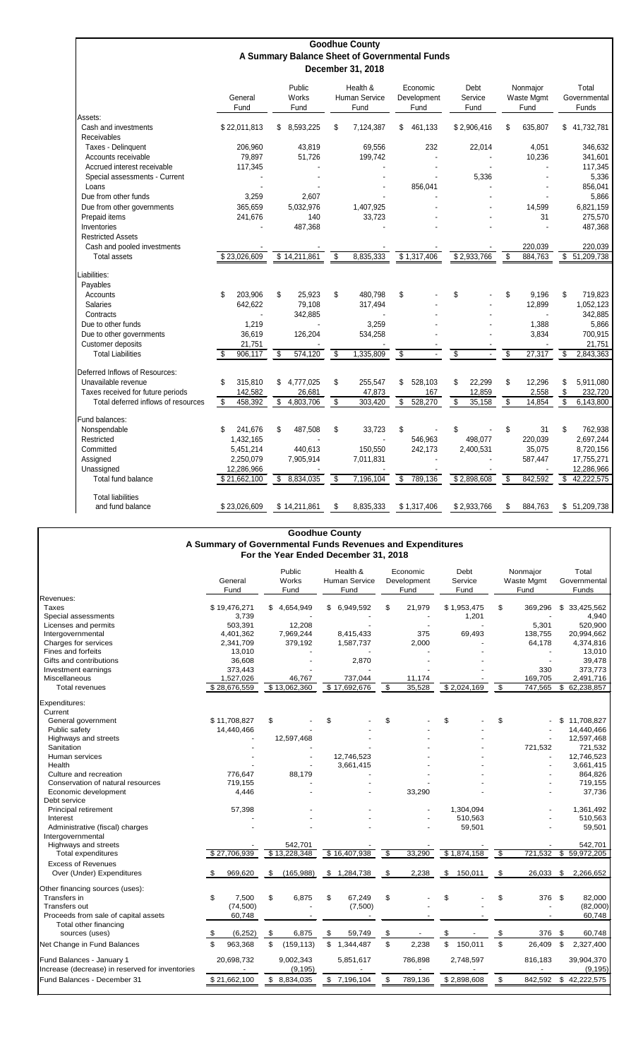# Goodhue County

## A Summary Balance Sheet of Governmental Funds

### December 31, 2018

| | General Fund | Public Works Fund | Health & Human Service Fund | Economic Development Fund | Debt Service Fund | Nonmajor Waste Mgmt Fund | Total Governmental Funds |
|---|---|---|---|---|---|---|---|
| Assets: | | | | | | | |
| Cash and investments | $ 22,011,813 | $ 8,593,225 | $ 7,124,387 | $ 461,133 | $ 2,906,416 | $ 635,807 | $ 41,732,781 |
| Receivables | | | | | | | |
| Taxes - Delinquent | 206,960 | 43,819 | 69,556 | 232 | 22,014 | 4,051 | 346,632 |
| Accounts receivable | 79,897 | 51,726 | 199,742 | - | - | 10,236 | 341,601 |
| Accrued interest receivable | 117,345 | - | - | - | - | - | 117,345 |
| Special assessments - Current | - | - | - | - | 5,336 | - | 5,336 |
| Loans | - | - | - | 856,041 | - | - | 856,041 |
| Due from other funds | 3,259 | 2,607 | - | - | - | - | 5,866 |
| Due from other governments | 365,659 | 5,032,976 | 1,407,925 | - | - | 14,599 | 6,821,159 |
| Prepaid items | 241,676 | 140 | 33,723 | - | - | 31 | 275,570 |
| Inventories | - | 487,368 | - | - | - | - | 487,368 |
| Restricted Assets | | | | | | | |
| Cash and pooled investments | - | - | - | - | - | 220,039 | 220,039 |
| Total assets | $ 23,026,609 | $ 14,211,861 | $ 8,835,333 | $ 1,317,406 | $ 2,933,766 | $ 884,763 | $ 51,209,738 |
| Liabilities: | | | | | | | |
| Payables | | | | | | | |
| Accounts | $ 203,906 | $ 25,923 | $ 480,798 | $ - | $ - | $ 9,196 | $ 719,823 |
| Salaries | 642,622 | 79,108 | 317,494 | - | - | 12,899 | 1,052,123 |
| Contracts | - | 342,885 | - | - | - | - | 342,885 |
| Due to other funds | 1,219 | - | 3,259 | - | - | 1,388 | 5,866 |
| Due to other governments | 36,619 | 126,204 | 534,258 | - | - | 3,834 | 700,915 |
| Customer deposits | 21,751 | - | - | - | - | - | 21,751 |
| Total Liabilities | $ 906,117 | $ 574,120 | $ 1,335,809 | $ - | $ - | $ 27,317 | $ 2,843,363 |
| Deferred Inflows of Resources: | | | | | | | |
| Unavailable revenue | $ 315,810 | $ 4,777,025 | $ 255,547 | $ 528,103 | $ 22,299 | $ 12,296 | $ 5,911,080 |
| Taxes received for future periods | 142,582 | 26,681 | 47,873 | 167 | 12,859 | 2,558 | $ 232,720 |
| Total deferred inflows of resources | $ 458,392 | $ 4,803,706 | $ 303,420 | $ 528,270 | $ 35,158 | $ 14,854 | $ 6,143,800 |
| Fund balances: | | | | | | | |
| Nonspendable | $ 241,676 | $ 487,508 | $ 33,723 | $ - | $ - | $ 31 | $ 762,938 |
| Restricted | 1,432,165 | - | - | 546,963 | 498,077 | 220,039 | 2,697,244 |
| Committed | 5,451,214 | 440,613 | 150,550 | 242,173 | 2,400,531 | 35,075 | 8,720,156 |
| Assigned | 2,250,079 | 7,905,914 | 7,011,831 | - | - | 587,447 | 17,755,271 |
| Unassigned | 12,286,966 | - | - | - | - | - | 12,286,966 |
| Total fund balance | $ 21,662,100 | $ 8,834,035 | $ 7,196,104 | $ 789,136 | $ 2,898,608 | $ 842,592 | $ 42,222,575 |
| Total liabilities and fund balance | $ 23,026,609 | $ 14,211,861 | $ 8,835,333 | $ 1,317,406 | $ 2,933,766 | $ 884,763 | $ 51,209,738 |

# Goodhue County

## A Summary of Governmental Funds Revenues and Expenditures

### For the Year Ended December 31, 2018

| | General Fund | Public Works Fund | Health & Human Service Fund | Economic Development Fund | Debt Service Fund | Nonmajor Waste Mgmt Fund | Total Governmental Funds |
|---|---|---|---|---|---|---|---|
| Revenues: | | | | | | | |
| Taxes | $ 19,476,271 | $ 4,654,949 | $ 6,949,592 | $ 21,979 | $ 1,953,475 | $ 369,296 | $ 33,425,562 |
| Special assessments | 3,739 | - | - | - | 1,201 | - | 4,940 |
| Licenses and permits | 503,391 | 12,208 | - | - | - | 5,301 | 520,900 |
| Intergovernmental | 4,401,362 | 7,969,244 | 8,415,433 | 375 | 69,493 | 138,755 | 20,994,662 |
| Charges for services | 2,341,709 | 379,192 | 1,587,737 | 2,000 | - | 64,178 | 4,374,816 |
| Fines and forfeits | 13,010 | - | - | - | - | - | 13,010 |
| Gifts and contributions | 36,608 | - | 2,870 | - | - | - | 39,478 |
| Investment earnings | 373,443 | - | - | - | - | 330 | 373,773 |
| Miscellaneous | 1,527,026 | 46,767 | 737,044 | 11,174 | - | 169,705 | 2,491,716 |
| Total revenues | $ 28,676,559 | $ 13,062,360 | $ 17,692,676 | $ 35,528 | $ 2,024,169 | $ 747,565 | $ 62,238,857 |
| Expenditures: | | | | | | | |
| Current | | | | | | | |
| General government | $ 11,708,827 | $ - | $ - | $ - | $ - | $ - | $ 11,708,827 |
| Public safety | 14,440,466 | - | - | - | - | - | 14,440,466 |
| Highways and streets | - | 12,597,468 | - | - | - | - | 12,597,468 |
| Sanitation | - | - | - | - | - | 721,532 | 721,532 |
| Human services | - | - | 12,746,523 | - | - | - | 12,746,523 |
| Health | - | - | 3,661,415 | - | - | - | 3,661,415 |
| Culture and recreation | 776,647 | 88,179 | - | - | - | - | 864,826 |
| Conservation of natural resources | 719,155 | - | - | - | - | - | 719,155 |
| Economic development | 4,446 | - | - | 33,290 | - | - | 37,736 |
| Debt service | | | | | | | |
| Principal retirement | 57,398 | - | - | - | 1,304,094 | - | 1,361,492 |
| Interest | - | - | - | - | 510,563 | - | 510,563 |
| Administrative (fiscal) charges | - | - | - | - | 59,501 | - | 59,501 |
| Intergovernmental | | | | | | | |
| Highways and streets | - | 542,701 | - | - | - | - | 542,701 |
| Total expenditures | $ 27,706,939 | $ 13,228,348 | $ 16,407,938 | $ 33,290 | $ 1,874,158 | $ 721,532 | $ 59,972,205 |
| Excess of Revenues Over (Under) Expenditures | $ 969,620 | $ (165,988) | $ 1,284,738 | $ 2,238 | $ 150,011 | $ 26,033 | $ 2,266,652 |
| Other financing sources (uses): | | | | | | | |
| Transfers in | $ 7,500 | $ 6,875 | $ 67,249 | $ - | $ - | $ 376 | $ 82,000 |
| Transfers out | (74,500) | - | (7,500) | - | - | - | (82,000) |
| Proceeds from sale of capital assets | 60,748 | - | - | - | - | - | 60,748 |
| Total other financing sources (uses) | $ (6,252) | $ 6,875 | $ 59,749 | $ - | $ - | $ 376 | $ 60,748 |
| Net Change in Fund Balances | $ 963,368 | $ (159,113) | $ 1,344,487 | $ 2,238 | $ 150,011 | $ 26,409 | $ 2,327,400 |
| Fund Balances - January 1 | 20,698,732 | 9,002,343 | 5,851,617 | 786,898 | 2,748,597 | 816,183 | 39,904,370 |
| Increase (decrease) in reserved for inventories | - | (9,195) | - | - | - | - | (9,195) |
| Fund Balances - December 31 | $ 21,662,100 | $ 8,834,035 | $ 7,196,104 | $ 789,136 | $ 2,898,608 | $ 842,592 | $ 42,222,575 |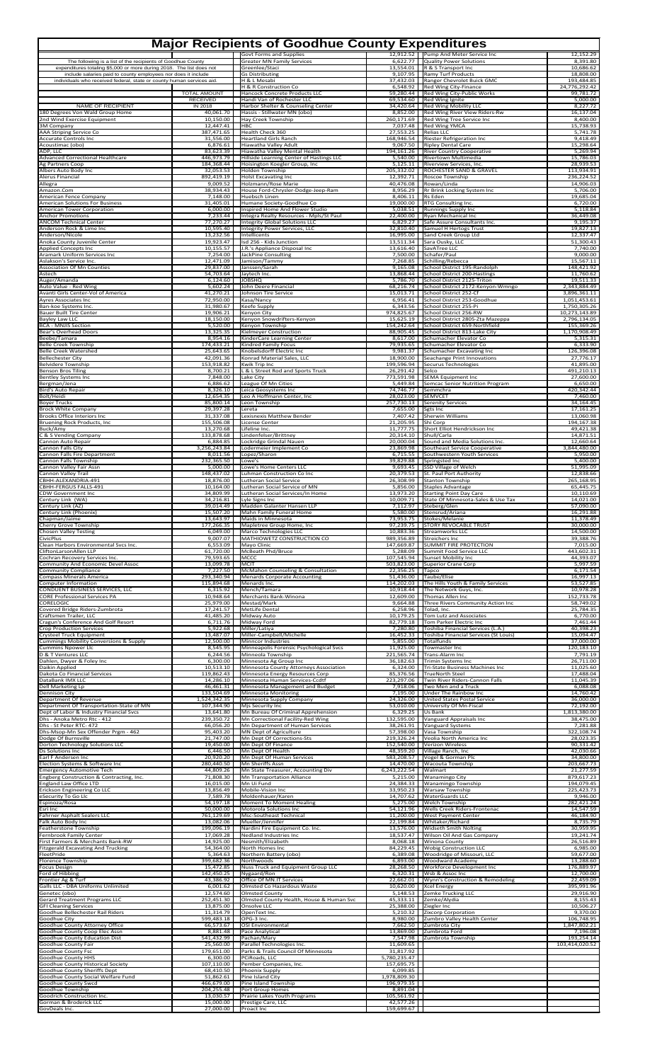# Major Recipients of Goodhue County Expenditures

The following is a list of the recipients of Goodhue County expenditures totaling $5,000 or more during 2018. The list does not include salaries paid to county employees nor does it include individuals who received federal, state or county human services aid.

| NAME OF RECIPIENT | TOTAL AMOUNT RECEIVED IN 2018 |
|---|---|
| 180 Degrees Von Wald Group Home | 40,061.70 |
| 2nd Wind Exercise Equipment | 10,150.00 |
| 3M Company | 12,447.41 |
| AAA Striping Service Co | 387,471.65 |
| Accurate Controls Inc | 31,556.00 |
| Acoustimac (obo) | 6,876.61 |
| ADP, LLC | 83,623.39 |
| Advanced Correctional Healthcare | 446,973.79 |
| Ag Partners Coop | 184,368.44 |
| Albers Auto Body Inc | 32,053.53 |
| Alerus Financial | 892,419.19 |
| Allegra | 9,009.52 |
| Amazon.Com | 38,934.43 |
| American Fence Company | 7,148.00 |
| American Solutions For Business | 31,405.01 |
| American Tower Corporation | 6,000.00 |
| Anchor Promotions | 7,233.44 |
| ANCOM Technical Center | 77,270.27 |
| Anderson Rock & Lime Inc | 10,595.40 |
| Anderson/Nicole | 13,252.56 |
| Anoka County Juvenile Center | 19,923.47 |
| Applied Concepts Inc | 10,155.57 |
| Aramark Uniform Services Inc | 7,254.00 |
| Aslakson's Service Inc. | 12,471.09 |
| Association Of Mn Counties | 29,837.00 |
| Astech | 54,703.64 |
| Auger/Amanda | 6,124.60 |
| Auto Value - Red Wing | 5,602.24 |
| Avanti Girls Center-Vol of America | 41,270.21 |
| Ayres Associates Inc | 72,950.00 |
| Ban-koe Systems Inc. | 31,980.67 |
| Bauer Built Tire Center | 19,906.21 |
| Bayley Law LLC | 18,150.00 |
| BCA - MNJIS Section | 5,520.00 |
| Bear's Overhead Doors | 13,325.35 |
| Beebe/Tamara | 8,954.16 |
| Belle Creek Township | 174,433.21 |
| Belle Creek Watershed | 25,643.65 |
| Bellechester City | 42,091.36 |
| Belvidere Township | 153,918.82 |
| Benson Bros Tiling | 8,700.21 |
| Bentley Systems Inc | 7,848.00 |
| Bergman/Jena | 6,866.62 |
| Bird's Auto Repair | 8,326.10 |
| Bolt/Heidi | 12,654.35 |
| Boyer Trucks | 85,800.14 |
| Brock White Company | 29,397.28 |
| Brooks Office Interiors Inc | 31,337.08 |
| Bruening Rock Products, Inc | 155,506.08 |
| Buck/Amy | 13,270.68 |
| C & S Vending Company | 133,878.68 |
| Cannon Auto Repair | 6,884.85 |
| Cannon Falls City | 3,256,243.84 |
| Cannon Falls Fire Department | 8,011.56 |
| Cannon Falls Township | 232,365.50 |
| Cannon Valley Fair Assn | 5,000.00 |
| Cannon Valley Trail | 148,437.02 |
| CBHH-ALEXANDRIA-491 | 18,876.00 |
| CBHH-FERGUS FALLS-491 | 10,164.00 |
| CDW Government Inc | 34,409.99 |
| Century Link (WA) | 34,216.81 |
| Century Link (AZ) | 39,014.49 |
| Century Link (Phoenix) | 15,507.20 |
| Chapman/Jaime | 13,643.97 |
| Cherry Grove Township | 177,266.35 |
| Chosen Valley Testing | 6,049.00 |
| CivicPlus | 9,007.07 |
| Clean Harbors Environmental Svcs Inc. | 6,553.09 |
| CliftonLarsonAllen LLP | 61,720.00 |
| Cochran Recovery Services Inc. | 79,593.65 |
| Community And Economic Devel Assoc | 13,099.78 |
| Community Compliance | 7,227.50 |
| Compass Minerals America | 293,340.94 |
| Computer Information | 115,894.68 |
| CONDUENT BUSINESS SERVICES, LLC | 6,315.92 |
| CORE Professional Services PA | 10,948.64 |
| CORELOGIC | 25,979.00 |
| Covered Bridge Riders-Zumbrota | 17,241.57 |
| Craftsmen Trailer, LLC | 41,485.20 |
| Cragun's Conference And Golf Resort | 6,711.76 |
| Crop Production Services | 5,922.68 |
| Crysteel Truck Equipment | 13,487.07 |
| Cummings Mobility Conversions & Supply | 12,500.00 |
| Cummins Npower Llc | 8,545.95 |
| D & T Ventures LLC | 6,244.56 |
| Dahlen, Dwyer & Foley Inc | 6,300.00 |
| Daikin Applied | 10,513.10 |
| Dakota Co Financial Services | 119,862.43 |
| DataBank IMX LLC | 14,286.10 |
| Dell Marketing Lp | 46,461.31 |
| Dennison City | 133,504.69 |
| Department Of Revenue | 1,524,342.35 |
| Department Of Transportation-State of MN | 107,344.90 |
| Dept of Labor & Industry Financial Svcs | 13,641.80 |
| Dhs - Anoka Metro Rtc - 412 | 239,350.72 |
| Dhs - St Peter RTC- 472 | 66,056.20 |
| Dhs-Msop-Mn Sex Offender Prgm - 462 | 95,403.20 |
| Dodge Of Burnsville | 21,747.00 |
| Dorton Technology Solutions LLC | 19,450.00 |
| Ds Solutions Inc | 6,446.50 |
| Earl F Andersen Inc | 20,920.20 |
| Election Systems & Software Inc | 280,440.50 |
| Emergency Automotive Tech | 44,802.26 |
| Engberg Construction & Contracting, Inc. | 71,808.30 |
| England Law Office LTD | 16,015.00 |
| Erickson Engineering Co LLC | 13,856.49 |
| eSecurity To Go Llc | 7,589.78 |
| Espinoza/Rosa | 54,197.18 |
| Esri Inc | 50,000.00 |
| Fahrner Asphalt Sealers LLC | 761,129.69 |
| Falk Auto Body Inc | 13,082.06 |
| Featherstone Township | 199,096.19 |
| Fernbrook Family Center | 17,069.28 |
| First Farmers & Merchants Bank-RW | 14,925.00 |
| Fitzgerald Excavating And Trucking | 54,364.00 |
| FleetPride | 5,364.63 |
| Florence Township | 399,682.36 |
| Focus Design | 15,472.85 |
| Ford of Hibbing | 142,450.25 |
| Frontier Ag & Turf | 43,186.92 |
| Galls LLC - DBA Uniforms Unlimited | 6,001.62 |
| Genetec (obo) | 12,574.60 |
| Gerard Treatment Programs LLC | 252,451.30 |
| GFI Cleaning Services | 13,875.00 |
| Goodhue Bellechester Rail Riders | 11,314.79 |
| Goodhue City | 599,483.18 |
| Goodhue County Attorney Office | 66,573.67 |
| Goodhue County Coop Elec Assn | 8,881.48 |
| Goodhue County Education Dist | 541,432.99 |
| Goodhue County Fair | 25,560.00 |
| Goodhue County Fsc | 179,551.00 |
| Goodhue County HHS | 6,300.00 |
| Goodhue County Historical Society | 107,110.00 |
| Goodhue County Sheriffs Dept | 68,410.50 |
| Goodhue County Social Welfare Fund | 51,862.61 |
| Goodhue County Swcd | 466,679.00 |
| Goodhue Township | 204,255.48 |
| Goodrich Construction Inc. | 13,030.57 |
| Gorman & Broderick LLC | 15,000.00 |
| GovDeals Inc. | 27,000.00 |
| Govt Forms and Supplies | 12,912.52 |
| Greater MN Family Services | 6,622.77 |
| Greenlee/Staci | 13,554.01 |
| Gs Distributing | 9,107.95 |
| H & L Mesabi | 37,432.03 |
| H & R Construction Co | 6,548.92 |
| Hancock Concrete Products LLC | 59,280.44 |
| Handi Van of Rochester LLC | 69,534.60 |
| Harbor Shelter & Counseling Center | 34,420.64 |
| Hassis - Stillwater MN (obo) | 8,852.00 |
| Hay Creek Township | 260,171.69 |
| HBC | 7,037.48 |
| Health Check 360 | 27,553.25 |
| Heartland Girls Ranch | 168,946.54 |
| Hiawatha Valley Adult | 9,067.50 |
| Hiawatha Valley Mental Health | 194,161.26 |
| Hillside Learning Center of Hastings LLC | 5,540.00 |
| Hoisington Koegler Group, Inc. | 5,125.11 |
| Holden Township | 205,332.02 |
| Holst Excavating Inc | 12,392.71 |
| Holzmann/Rose Marie | 40,476.08 |
| House Ford-Chrysler-Dodge-Jeep-Ram | 8,956.29 |
| Huebsch Linen | 8,406.11 |
| Humane Society-Goodhue Co | 19,000.00 |
| Inspired Home And Flower Studio | 5,038.51 |
| Integra Realty Resources - Mpls/St Paul | 22,400.00 |
| Integrity Global Solutions LLC | 6,829.27 |
| Integrity Power Services, LLC | 32,810.40 |
| Intellicents | 16,995.00 |
| Isd 256 - Kids Junction | 13,511.34 |
| J.R.'s Appliance Disposal Inc | 13,616.40 |
| JackPine Consulting | 7,500.00 |
| Jamison/Tammy | 7,268.85 |
| Janssen/Sarah | 9,165.08 |
| Jaytech Inc. | 13,868.44 |
| JOBSHQ | 5,786.70 |
| John Deere Financial | 68,216.74 |
| Johnson Tire Service | 15,013.71 |
| Kasa/Nancy | 6,956.41 |
| Keefe Supply | 6,343.56 |
| Kenyon City | 974,825.67 |
| Kenyon Snowdrifters-Kenyon | 15,625.19 |
| Kenyon Township | 154,242.64 |
| Kielmeyer Construction | 88,905.45 |
| KinderCare Learning Center | 8,617.00 |
| Kindred Family Focus | 79,915.65 |
| Knobelsdorff Electric Inc | 9,981.37 |
| Konrad Material Sales, LLC | 18,900.00 |
| Kwik Trip Inc | 199,596.94 |
| L & L Street Rod and Sports Truck | 26,291.42 |
| Lake City | 773,591.98 |
| League Of Mn Cities | 5,449.84 |
| Leica Geosystems Inc | 74,746.77 |
| Leo A Hoffmann Center, Inc | 28,023.00 |
| Leon Township | 257,730.13 |
| Lereta | 7,655.00 |
| Lexisnexis Matthew Bender | 7,407.42 |
| License Center | 21,205.95 |
| Lifeline Inc. | 11,777.75 |
| Lindenfelser/Brittney | 20,314.10 |
| Lockridge Grindal Nauen | 20,000.04 |
| Lodermeier Implement Co | 23,869.98 |
| Lopez/Sharon | 6,715.55 |
| Lowe's | 39,829.88 |
| Lowe's Home Centers LLC | 9,693.45 |
| Luhman Construction Co Inc | 20,379.53 |
| Lutheran Social Service | 26,308.99 |
| Lutheran Social Service of MN | 5,856.00 |
| Lutheran Social Services/In Home | 13,973.20 |
| Lyle Signs Inc | 10,009.71 |
| Madden Galanter Hansen LLP | 7,112.97 |
| Mahn Family Funeral Home | 5,580.00 |
| Maids in Minnesota | 73,953.75 |
| Mapletree Group Home, Inc | 97,239.75 |
| Marco Technologies LLC | 10,883.36 |
| MATHIOWETZ CONSTRUCTION CO | 989,356.89 |
| Mayo Clinic | 147,669.87 |
| McBeath Phd/Bruce | 5,288.09 |
| MCCC | 107,545.94 |
| MCIT | 503,823.00 |
| McMahon Counseling & Consultation | 22,356.25 |
| Menards Corporate Accounting | 51,436.00 |
| Menards Inc. | 114,202.01 |
| Mench/Tamara | 10,918.44 |
| Merchants Bank-Winona | 12,609.00 |
| Mestad/Mark | 9,664.88 |
| MetLife Dental | 6,258.96 |
| Midway Auto | 10,179.25 |
| Midway Ford | 82,779.18 |
| Miller/Latiya | 7,280.80 |
| Miller-Campbell/Michelle | 16,452.33 |
| Minncor Industries | 5,855.00 |
| Minneapolis Forensic Psychological Svcs | 11,925.00 |
| Minneola Township | 221,565.74 |
| Minnesota Ag Group Inc | 36,182.63 |
| Minnesota County Attorneys Association | 6,324.00 |
| Minnesota Energy Resources Corp | 85,376.56 |
| Minnesota Human Services-Ccdtf | 223,297.06 |
| Minnesota Management and Budget | 7,918.06 |
| Minnesota Monitoring | 7,195.00 |
| Minnesota Supply Company | 24,326.00 |
| Mjs Security Inc | 53,010.00 |
| Mn Bureau Of Criminal Apprehension | 6,329.25 |
| Mn Correctional Facility-Red Wing | 132,595.00 |
| Mn Department of Human Services | 38,261.91 |
| MN Dept of Agriculture | 57,398.00 |
| Mn Dept Of Corrections-Sts | 219,326.24 |
| Mn Dept Of Finance | 152,540.00 |
| Mn Dept Of Health | 48,359.20 |
| Mn Dept Of Human Services | 583,208.57 |
| Mn Sheriffs Assn | 14,470.00 |
| Mn State Treasurer, Accounting Div | 6,243,222.54 |
| Mn Transportation Alliance | 5,215.00 |
| Mn Ui Fund | 24,384.33 |
| Mobile-Vision Inc | 33,950.23 |
| Moldenhauer/Karen | 14,707.62 |
| Moment To Moment Healing | 5,275.00 |
| Motorola Solutions Inc | 54,121.96 |
| Msc-Southeast Technical | 11,200.00 |
| Mueller/Jennifer | 22,199.84 |
| Nardini Fire Equipment Co. Inc. | 13,576.00 |
| Nedland Industries Inc | 18,537.47 |
| Nesmith/Elizabeth | 8,068.18 |
| North Homes Inc | 84,229.45 |
| Northern Battery (obo) | 6,389.08 |
| Northwoods | 6,893.00 |
| Nuss Truck and Equipment Group LLC | 28,268.50 |
| Nygaard/Ron | 6,320.31 |
| Office Of MN.IT Services | 22,662.01 |
| Olmsted Co Hazardous Waste | 10,620.00 |
| Olmsted County | 5,148.53 |
| Olmsted County Health, House & Human Svc | 45,333.11 |
| Onsolve LLC | 25,388.00 |
| OpenText Inc. | 5,210.32 |
| OPG-3 Inc. | 8,980.00 |
| OSI Environmental | 7,662.50 |
| Pace Analytical | 13,869.00 |
| Pachan/Mary | 7,547.98 |
| Parallel Technologies Inc. | 11,609.65 |
| Parks & Trails Council Of Minnesota | 31,817.92 |
| PCiRoads, LLC | 5,780,235.47 |
| Pember Companies, Inc. | 157,695.75 |
| Phoenix Supply | 6,099.85 |
| Pine Island City | 1,978,809.30 |
| Pine Island Township | 196,979.35 |
| Port Group Homes | 8,891.04 |
| Prairie Lakes Youth Programs | 105,561.92 |
| Prestige Care, LLC | 42,577.26 |
| Proact Inc | 159,699.67 |
| Pump And Meter Service Inc | 12,152.29 |
| Quality Power Solutions | 8,391.80 |
| R & S Transport Inc | 10,686.62 |
| Ramy Turf Products | 18,808.00 |
| Ranger Chevrolet Buick GMC | 193,484.85 |
| Red Wing City-Finance | 24,776,292.42 |
| Red Wing City-Public Works | 99,781.72 |
| Red Wing Ignite | 5,000.00 |
| Red Wing Mobility LLC | 8,227.74 |
| Red Wing River View Riders-Rw | 16,137.04 |
| Red Wing Tree Service Inc | 8,400.00 |
| Red Wing YMCA | 15,738.93 |
| Relias LLC | 5,741.78 |
| Riester Refrigeration Inc | 9,418.49 |
| Ripley Dental Care | 15,298.64 |
| River Country Cooperative | 5,269.94 |
| Rivertown Multimedia | 15,786.03 |
| Riverview Services, Inc. | 28,939.53 |
| ROCHESTER SAND & GRAVEL | 113,934.91 |
| Roscoe Township | 236,224.52 |
| Rowan/Linda | 14,906.03 |
| Rr Brink Locking System Inc | 5,706.00 |
| Rs Eden | 19,685.04 |
| RTG Consulting Inc. | 6,720.00 |
| Runnings Supply Inc | 5,118.84 |
| Ryan Mechanical Inc | 36,449.08 |
| Safe Assure Consultants Inc. | 9,195.37 |
| Samuel H Hertogs Trust | 19,827.13 |
| Sand Creek Group Ltd | 12,337.47 |
| Sara Ousky, LLC | 51,300.43 |
| SavATree LLC | 7,740.00 |
| Schafer/Paul | 9,000.00 |
| Schilling/Rebecca | 15,567.11 |
| School District 195-Randolph | 148,421.92 |
| School District 200-Hastings | 11,760.62 |
| School District 2125-Triton | 19,511.33 |
| School District 2172-Kenyon-Wmngo | 2,343,884.49 |
| School District 252-Cf | 3,896,361.11 |
| School District 253-Goodhue | 1,051,453.61 |
| School District 255-Pi | 1,750,305.26 |
| School District 256-RW | 10,273,143.89 |
| School District 2805-Zta Mazeppa | 2,796,134.05 |
| School District 659-Northfield | 156,369.26 |
| School District 813-Lake City | 1,170,908.49 |
| Schumacher Elevator Co | 5,315.31 |
| Schumacher Elevator Co | 6,333.00 |
| Schumacher Excavating Inc | 126,396.08 |
| Seachange Print Innovations | 27,776.17 |
| Securus Technologies | 41,895.00 |
| Selco | 491,210.13 |
| SEMA Equipment Inc | 27,600.00 |
| Semcac Senior Nutrition Program | 6,650.00 |
| Semmchra | 420,342.44 |
| SEMVCET | 7,450.00 |
| Serenity Services | 34,164.45 |
| Sgts Inc | 17,161.25 |
| Sherwin Williams | 13,060.98 |
| Shi Corp | 194,167.38 |
| Short Elliot Hendrickson Inc | 49,421.38 |
| Shull/Carla | 14,871.51 |
| Sound and Media Solutions Inc. | 12,660.64 |
| Southeast Service Cooperative | 3,844,480.00 |
| Southwestern Youth Services | 5,950.00 |
| Springsted Inc | 5,400.00 |
| SSD Village of Welch | 51,995.09 |
| St. Paul Port Authority | 12,838.66 |
| Stanton Township | 265,168.95 |
| Staples Advantage | 65,445.75 |
| Starting Point Day Care | 10,110.69 |
| State Of Minnesota-Sales & Use Tax | 14,021.00 |
| Steberg/Glen | 57,090.00 |
| Stensrud/Ariana | 16,291.88 |
| Stokes/Melanie | 11,378.49 |
| STORY REVOCABLE TRUST | 30,000.00 |
| Streamworks LLC | 14,500.00 |
| Streichers Inc | 39,388.76 |
| SUMMIT FIRE PROTECTION | 7,015.00 |
| Summit Food Service LLC | 443,602.31 |
| Sunset Mobility Inc | 44,393.07 |
| Superior Crane Corp | 5,997.59 |
| Tapco | 6,171.54 |
| Taube/Elise | 16,997.13 |
| The Hills Youth & Family Services | 53,527.85 |
| The Network Guys, Inc. | 10,978.28 |
| Thomas Allen Inc | 152,733.78 |
| Three Rivers Community Action Inc | 58,749.02 |
| Tolad, Inc. | 25,784.35 |
| Tom Lutz and Associates | 6,770.00 |
| Tom Parker Electric Inc | 7,461.44 |
| Toshiba Financial Services (L.A.) | 40,398.23 |
| Toshiba Financial Services (St Louis) | 15,094.47 |
| Totalfunds | 37,000.00 |
| Towmaster Inc | 120,183.10 |
| Trans-Alarm Inc | 7,791.19 |
| Trimin Systems Inc | 26,713.00 |
| Tri-State Business Machines Inc | 11,025.60 |
| TrueNorth Steel | 17,488.04 |
| Twin River Riders-Cannon Falls | 11,045.39 |
| Two Men and a Truck | 6,088.08 |
| Under The Rainbow Inc | 14,760.42 |
| United States Postal Service | 36,000.00 |
| University Of Mn-Fiscal | 72,192.00 |
| Us Bank | 1,813,380.00 |
| Vanguard Appraisals Inc | 38,475.00 |
| Vanguard Systems | 7,281.88 |
| Vasa Township | 322,108.74 |
| Veolia North America Inc | 28,023.35 |
| Verizon Wireless | 90,331.42 |
| Village Ranch, Inc | 42,030.66 |
| Vogel & Gorman Plc | 34,800.00 |
| Wacouta Township | 203,667.73 |
| Walmart | 21,277.59 |
| Wanamingo City | 879,617.23 |
| Wanamingo Township | 194,079.45 |
| Warsaw Township | 225,423.73 |
| WaterGuards LLC | 9,946.00 |
| Welch Township | 282,423.24 |
| Wells Creek Riders-Frontenac | 14,547.59 |
| West Payment Center | 46,184.90 |
| Whitaker/Richard | 8,735.79 |
| Widseth Smith Nolting | 30,959.95 |
| Wilson Oil And Gas Company | 19,241.74 |
| Winona County | 26,516.89 |
| Wobig Construction LLC | 6,985.00 |
| Woodridge of Missouri, LLC | 59,677.00 |
| Woodward Academy | 13,288.60 |
| Workforce Development Inc | 176,889.97 |
| Wsb & Assoc Inc | 12,700.00 |
| Wynn's Construction & Remodeling | 22,459.09 |
| Xcel Energy | 395,991.96 |
| Zemke Trucking LLC | 29,916.90 |
| Zemke/Alydia | 8,155.43 |
| Ziegler Inc | 10,506.27 |
| Zixcorp Corporation | 9,370.00 |
| Zumbro Valley Health Center | 106,748.95 |
| Zumbrota City | 1,847,802.21 |
| Zumbrota Ford | 7,196.08 |
| Zumbrota Township | 193,254.14 |
| | 103,414,020.52 |